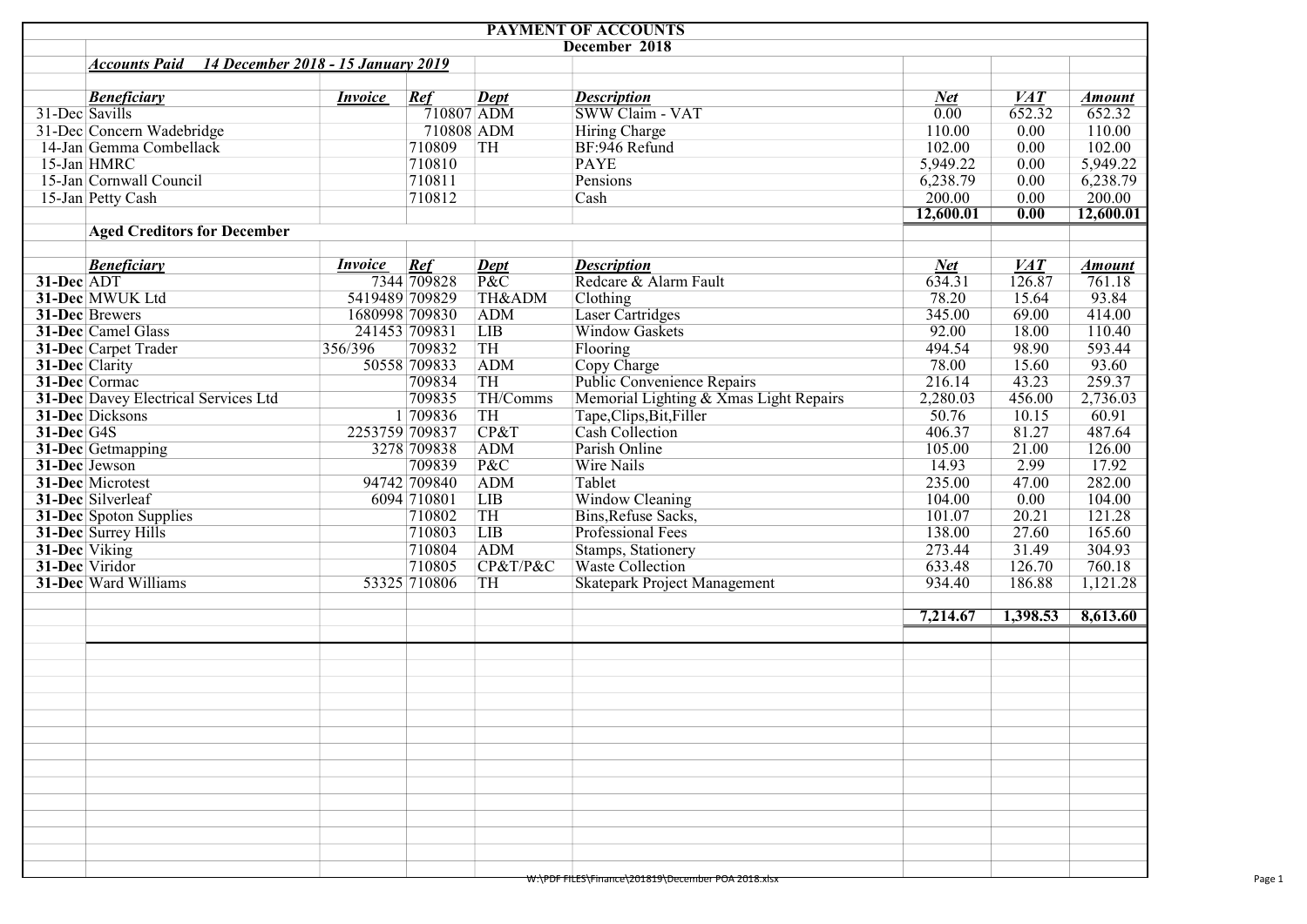# PAYMENT OF ACCOUNTS

## December 2018

### *Accounts Paid 14 December 2018 - 15 January 2019*

| | *Beneficiary* | *Invoice* | *Ref* | *Dept* | *Description* | *Net* | *VAT* | *Amount* |
|---|---|---|---|---|---|---|---|---|
| 31-Dec | Savills | | 710807 | ADM | SWW Claim - VAT | 0.00 | 652.32 | 652.32 |
| 31-Dec | Concern Wadebridge | | 710808 | ADM | Hiring Charge | 110.00 | 0.00 | 110.00 |
| 14-Jan | Gemma Combellack | | 710809 | TH | BF:946 Refund | 102.00 | 0.00 | 102.00 |
| 15-Jan | HMRC | | 710810 | | PAYE | 5,949.22 | 0.00 | 5,949.22 |
| 15-Jan | Cornwall Council | | 710811 | | Pensions | 6,238.79 | 0.00 | 6,238.79 |
| 15-Jan | Petty Cash | | 710812 | | Cash | 200.00 | 0.00 | 200.00 |
| | | | | | | **12,600.01** | **0.00** | **12,600.01** |

### **Aged Creditors for December**

| | *Beneficiary* | *Invoice* | *Ref* | *Dept* | *Description* | *Net* | *VAT* | *Amount* |
|---|---|---|---|---|---|---|---|---|
| **31-Dec** | ADT | 7344 | 709828 | P&C | Redcare & Alarm Fault | 634.31 | 126.87 | 761.18 |
| **31-Dec** | MWUK Ltd | 5419489 | 709829 | TH&ADM | Clothing | 78.20 | 15.64 | 93.84 |
| **31-Dec** | Brewers | 1680998 | 709830 | ADM | Laser Cartridges | 345.00 | 69.00 | 414.00 |
| **31-Dec** | Camel Glass | 241453 | 709831 | LIB | Window Gaskets | 92.00 | 18.00 | 110.40 |
| **31-Dec** | Carpet Trader | 356/396 | 709832 | TH | Flooring | 494.54 | 98.90 | 593.44 |
| **31-Dec** | Clarity | 50558 | 709833 | ADM | Copy Charge | 78.00 | 15.60 | 93.60 |
| **31-Dec** | Cormac | | 709834 | TH | Public Convenience Repairs | 216.14 | 43.23 | 259.37 |
| **31-Dec** | Davey Electrical Services Ltd | | 709835 | TH/Comms | Memorial Lighting & Xmas Light Repairs | 2,280.03 | 456.00 | 2,736.03 |
| **31-Dec** | Dicksons | 1 | 709836 | TH | Tape,Clips,Bit,Filler | 50.76 | 10.15 | 60.91 |
| **31-Dec** | G4S | 2253759 | 709837 | CP&T | Cash Collection | 406.37 | 81.27 | 487.64 |
| **31-Dec** | Getmapping | 3278 | 709838 | ADM | Parish Online | 105.00 | 21.00 | 126.00 |
| **31-Dec** | Jewson | | 709839 | P&C | Wire Nails | 14.93 | 2.99 | 17.92 |
| **31-Dec** | Microtest | 94742 | 709840 | ADM | Tablet | 235.00 | 47.00 | 282.00 |
| **31-Dec** | Silverleaf | 6094 | 710801 | LIB | Window Cleaning | 104.00 | 0.00 | 104.00 |
| **31-Dec** | Spoton Supplies | | 710802 | TH | Bins,Refuse Sacks, | 101.07 | 20.21 | 121.28 |
| **31-Dec** | Surrey Hills | | 710803 | LIB | Professional Fees | 138.00 | 27.60 | 165.60 |
| **31-Dec** | Viking | | 710804 | ADM | Stamps, Stationery | 273.44 | 31.49 | 304.93 |
| **31-Dec** | Viridor | | 710805 | CP&T/P&C | Waste Collection | 633.48 | 126.70 | 760.18 |
| **31-Dec** | Ward Williams | 53325 | 710806 | TH | Skatepark Project Management | 934.40 | 186.88 | 1,121.28 |
| | | | | | | **7,214.67** | **1,398.53** | **8,613.60** |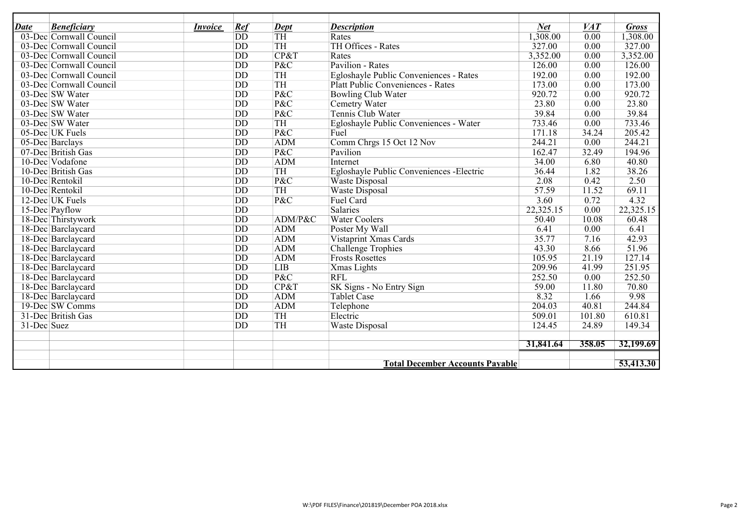| *Date* | *Beneficiary* | *Invoice* | *Ref* | *Dept* | *Description* | *Net* | *VAT* | *Gross* |
|---|---|---|---|---|---|---|---|---|
| 03-Dec | Cornwall Council | | DD | TH | Rates | 1,308.00 | 0.00 | 1,308.00 |
| 03-Dec | Cornwall Council | | DD | TH | TH Offices - Rates | 327.00 | 0.00 | 327.00 |
| 03-Dec | Cornwall Council | | DD | CP&T | Rates | 3,352.00 | 0.00 | 3,352.00 |
| 03-Dec | Cornwall Council | | DD | P&C | Pavilion - Rates | 126.00 | 0.00 | 126.00 |
| 03-Dec | Cornwall Council | | DD | TH | Egloshayle Public Conveniences - Rates | 192.00 | 0.00 | 192.00 |
| 03-Dec | Cornwall Council | | DD | TH | Platt Public Conveniences - Rates | 173.00 | 0.00 | 173.00 |
| 03-Dec | SW Water | | DD | P&C | Bowling Club Water | 920.72 | 0.00 | 920.72 |
| 03-Dec | SW Water | | DD | P&C | Cemetry Water | 23.80 | 0.00 | 23.80 |
| 03-Dec | SW Water | | DD | P&C | Tennis Club Water | 39.84 | 0.00 | 39.84 |
| 03-Dec | SW Water | | DD | TH | Egloshayle Public Conveniences - Water | 733.46 | 0.00 | 733.46 |
| 05-Dec | UK Fuels | | DD | P&C | Fuel | 171.18 | 34.24 | 205.42 |
| 05-Dec | Barclays | | DD | ADM | Comm Chrgs 15 Oct 12 Nov | 244.21 | 0.00 | 244.21 |
| 07-Dec | British Gas | | DD | P&C | Pavilion | 162.47 | 32.49 | 194.96 |
| 10-Dec | Vodafone | | DD | ADM | Internet | 34.00 | 6.80 | 40.80 |
| 10-Dec | British Gas | | DD | TH | Egloshayle Public Conveniences -Electric | 36.44 | 1.82 | 38.26 |
| 10-Dec | Rentokil | | DD | P&C | Waste Disposal | 2.08 | 0.42 | 2.50 |
| 10-Dec | Rentokil | | DD | TH | Waste Disposal | 57.59 | 11.52 | 69.11 |
| 12-Dec | UK Fuels | | DD | P&C | Fuel Card | 3.60 | 0.72 | 4.32 |
| 15-Dec | Payflow | | DD | | Salaries | 22,325.15 | 0.00 | 22,325.15 |
| 18-Dec | Thirstywork | | DD | ADM/P&C | Water Coolers | 50.40 | 10.08 | 60.48 |
| 18-Dec | Barclaycard | | DD | ADM | Poster My Wall | 6.41 | 0.00 | 6.41 |
| 18-Dec | Barclaycard | | DD | ADM | Vistaprint Xmas Cards | 35.77 | 7.16 | 42.93 |
| 18-Dec | Barclaycard | | DD | ADM | Challenge Trophies | 43.30 | 8.66 | 51.96 |
| 18-Dec | Barclaycard | | DD | ADM | Frosts Rosettes | 105.95 | 21.19 | 127.14 |
| 18-Dec | Barclaycard | | DD | LIB | Xmas Lights | 209.96 | 41.99 | 251.95 |
| 18-Dec | Barclaycard | | DD | P&C | RFL | 252.50 | 0.00 | 252.50 |
| 18-Dec | Barclaycard | | DD | CP&T | SK Signs - No Entry Sign | 59.00 | 11.80 | 70.80 |
| 18-Dec | Barclaycard | | DD | ADM | Tablet Case | 8.32 | 1.66 | 9.98 |
| 19-Dec | SW Comms | | DD | ADM | Telephone | 204.03 | 40.81 | 244.84 |
| 31-Dec | British Gas | | DD | TH | Electric | 509.01 | 101.80 | 610.81 |
| 31-Dec | Suez | | DD | TH | Waste Disposal | 124.45 | 24.89 | 149.34 |
| | | | | | | **31,841.64** | **358.05** | **32,199.69** |
| | | | | | **Total December Accounts Payable** | | | **53,413.30** |